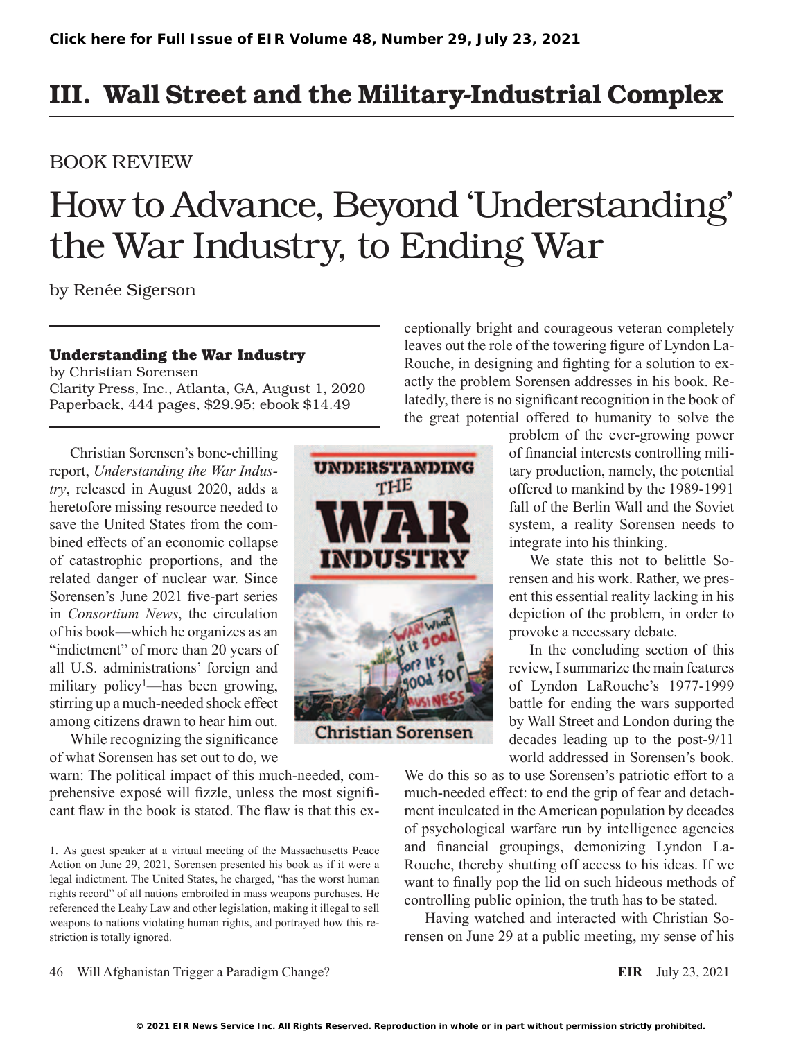## III. Wall Street and the Military-Industrial Complex

BOOK REVIEW

# How to Advance, Beyond 'Understanding' the War Industry, to Ending War

by Renée Sigerson

**Understanding the War Industry**
by Christian Sorensen
Clarity Press, Inc., Atlanta, GA, August 1, 2020
Paperback, 444 pages, $29.95; ebook $14.49

Christian Sorensen's bone-chilling report, *Understanding the War Industry*, released in August 2020, adds a heretofore missing resource needed to save the United States from the combined effects of an economic collapse of catastrophic proportions, and the related danger of nuclear war. Since Sorensen's June 2021 five-part series in *Consortium News*, the circulation of his book—which he organizes as an "indictment" of more than 20 years of all U.S. administrations' foreign and military policy[1]—has been growing, stirring up a much-needed shock effect among citizens drawn to hear him out.

While recognizing the significance of what Sorensen has set out to do, we warn: The political impact of this much-needed, comprehensive exposé will fizzle, unless the most significant flaw in the book is stated. The flaw is that this exceptionally bright and courageous veteran completely leaves out the role of the towering figure of Lyndon LaRouche, in designing and fighting for a solution to exactly the problem Sorensen addresses in his book. Relatedly, there is no significant recognition in the book of the great potential offered to humanity to solve the problem of the ever-growing power of financial interests controlling military production, namely, the potential offered to mankind by the 1989-1991 fall of the Berlin Wall and the Soviet system, a reality Sorensen needs to integrate into his thinking.

We state this not to belittle Sorensen and his work. Rather, we present this essential reality lacking in his depiction of the problem, in order to provoke a necessary debate.

In the concluding section of this review, I summarize the main features of Lyndon LaRouche's 1977-1999 battle for ending the wars supported by Wall Street and London during the decades leading up to the post-9/11 world addressed in Sorensen's book. We do this so as to use Sorensen's patriotic effort to a much-needed effect: to end the grip of fear and detachment inculcated in the American population by decades of psychological warfare run by intelligence agencies and financial groupings, demonizing Lyndon LaRouche, thereby shutting off access to his ideas. If we want to finally pop the lid on such hideous methods of controlling public opinion, the truth has to be stated.

Having watched and interacted with Christian Sorensen on June 29 at a public meeting, my sense of his

---

1. As guest speaker at a virtual meeting of the Massachusetts Peace Action on June 29, 2021, Sorensen presented his book as if it were a legal indictment. The United States, he charged, "has the worst human rights record" of all nations embroiled in mass weapons purchases. He referenced the Leahy Law and other legislation, making it illegal to sell weapons to nations violating human rights, and portrayed how this restriction is totally ignored.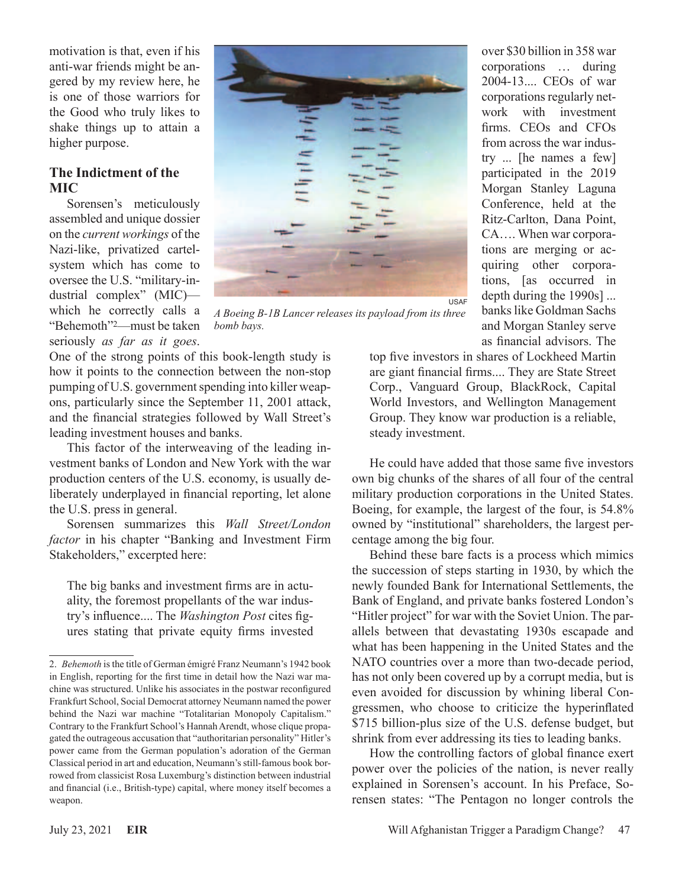motivation is that, even if his anti-war friends might be angered by my review here, he is one of those warriors for the Good who truly likes to shake things up to attain a higher purpose.

## The Indictment of the MIC

Sorensen's meticulously assembled and unique dossier on the *current workings* of the Nazi-like, privatized cartel-system which has come to oversee the U.S. "military-industrial complex" (MIC)—which he correctly calls a "Behemoth"[2]—must be taken seriously *as far as it goes*. One of the strong points of this book-length study is how it points to the connection between the non-stop pumping of U.S. government spending into killer weapons, particularly since the September 11, 2001 attack, and the financial strategies followed by Wall Street's leading investment houses and banks.

USAF

A Boeing B-1B Lancer releases its payload from its three bomb bays.

This factor of the interweaving of the leading investment banks of London and New York with the war production centers of the U.S. economy, is usually deliberately underplayed in financial reporting, let alone the U.S. press in general.

Sorensen summarizes this *Wall Street/London factor* in his chapter "Banking and Investment Firm Stakeholders," excerpted here:

> The big banks and investment firms are in actuality, the foremost propellants of the war industry's influence.... The *Washington Post* cites figures stating that private equity firms invested over $30 billion in 358 war corporations … during 2004-13.... CEOs of war corporations regularly network with investment firms. CEOs and CFOs from across the war industry ... [he names a few] participated in the 2019 Morgan Stanley Laguna Conference, held at the Ritz-Carlton, Dana Point, CA…. When war corporations are merging or acquiring other corporations, [as occurred in depth during the 1990s] ... banks like Goldman Sachs and Morgan Stanley serve as financial advisors. The top five investors in shares of Lockheed Martin are giant financial firms.... They are State Street Corp., Vanguard Group, BlackRock, Capital World Investors, and Wellington Management Group. They know war production is a reliable, steady investment.

He could have added that those same five investors own big chunks of the shares of all four of the central military production corporations in the United States. Boeing, for example, the largest of the four, is 54.8% owned by "institutional" shareholders, the largest percentage among the big four.

Behind these bare facts is a process which mimics the succession of steps starting in 1930, by which the newly founded Bank for International Settlements, the Bank of England, and private banks fostered London's "Hitler project" for war with the Soviet Union. The parallels between that devastating 1930s escapade and what has been happening in the United States and the NATO countries over a more than two-decade period, has not only been covered up by a corrupt media, but is even avoided for discussion by whining liberal Congressmen, who choose to criticize the hyperinflated $715 billion-plus size of the U.S. defense budget, but shrink from ever addressing its ties to leading banks.

How the controlling factors of global finance exert power over the policies of the nation, is never really explained in Sorensen's account. In his Preface, Sorensen states: "The Pentagon no longer controls the

---

2. *Behemoth* is the title of German émigré Franz Neumann's 1942 book in English, reporting for the first time in detail how the Nazi war machine was structured. Unlike his associates in the postwar reconfigured Frankfurt School, Social Democrat attorney Neumann named the power behind the Nazi war machine "Totalitarian Monopoly Capitalism." Contrary to the Frankfurt School's Hannah Arendt, whose clique propagated the outrageous accusation that "authoritarian personality" Hitler's power came from the German population's adoration of the German Classical period in art and education, Neumann's still-famous book borrowed from classicist Rosa Luxemburg's distinction between industrial and financial (i.e., British-type) capital, where money itself becomes a weapon.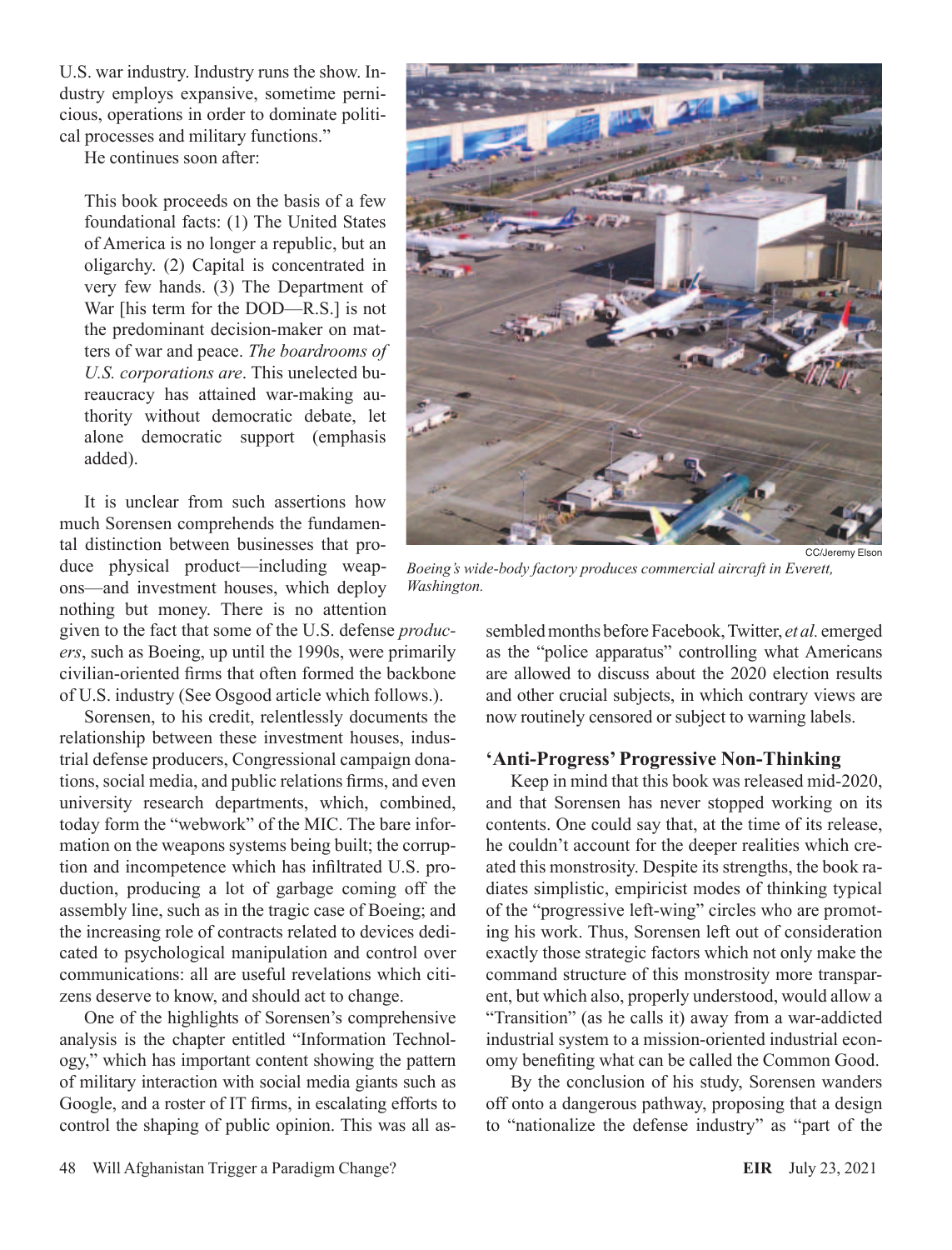U.S. war industry. Industry runs the show. Industry employs expansive, sometime pernicious, operations in order to dominate political processes and military functions."

He continues soon after:

> This book proceeds on the basis of a few foundational facts: (1) The United States of America is no longer a republic, but an oligarchy. (2) Capital is concentrated in very few hands. (3) The Department of War [his term for the DOD—R.S.] is not the predominant decision-maker on matters of war and peace. *The boardrooms of U.S. corporations are*. This unelected bureaucracy has attained war-making authority without democratic debate, let alone democratic support (emphasis added).

It is unclear from such assertions how much Sorensen comprehends the fundamental distinction between businesses that produce physical product—including weapons—and investment houses, which deploy nothing but money. There is no attention given to the fact that some of the U.S. defense *producers*, such as Boeing, up until the 1990s, were primarily civilian-oriented firms that often formed the backbone of U.S. industry (See Osgood article which follows.).

Sorensen, to his credit, relentlessly documents the relationship between these investment houses, industrial defense producers, Congressional campaign donations, social media, and public relations firms, and even university research departments, which, combined, today form the "webwork" of the MIC. The bare information on the weapons systems being built; the corruption and incompetence which has infiltrated U.S. production, producing a lot of garbage coming off the assembly line, such as in the tragic case of Boeing; and the increasing role of contracts related to devices dedicated to psychological manipulation and control over communications: all are useful revelations which citizens deserve to know, and should act to change.

One of the highlights of Sorensen's comprehensive analysis is the chapter entitled "Information Technology," which has important content showing the pattern of military interaction with social media giants such as Google, and a roster of IT firms, in escalating efforts to control the shaping of public opinion. This was all assembled months before Facebook, Twitter, *et al.* emerged as the "police apparatus" controlling what Americans are allowed to discuss about the 2020 election results and other crucial subjects, in which contrary views are now routinely censored or subject to warning labels.

CC/Jeremy Elson

*Boeing's wide-body factory produces commercial aircraft in Everett, Washington.*

## 'Anti-Progress' Progressive Non-Thinking

Keep in mind that this book was released mid-2020, and that Sorensen has never stopped working on its contents. One could say that, at the time of its release, he couldn't account for the deeper realities which created this monstrosity. Despite its strengths, the book radiates simplistic, empiricist modes of thinking typical of the "progressive left-wing" circles who are promoting his work. Thus, Sorensen left out of consideration exactly those strategic factors which not only make the command structure of this monstrosity more transparent, but which also, properly understood, would allow a "Transition" (as he calls it) away from a war-addicted industrial system to a mission-oriented industrial economy benefiting what can be called the Common Good.

By the conclusion of his study, Sorensen wanders off onto a dangerous pathway, proposing that a design to "nationalize the defense industry" as "part of the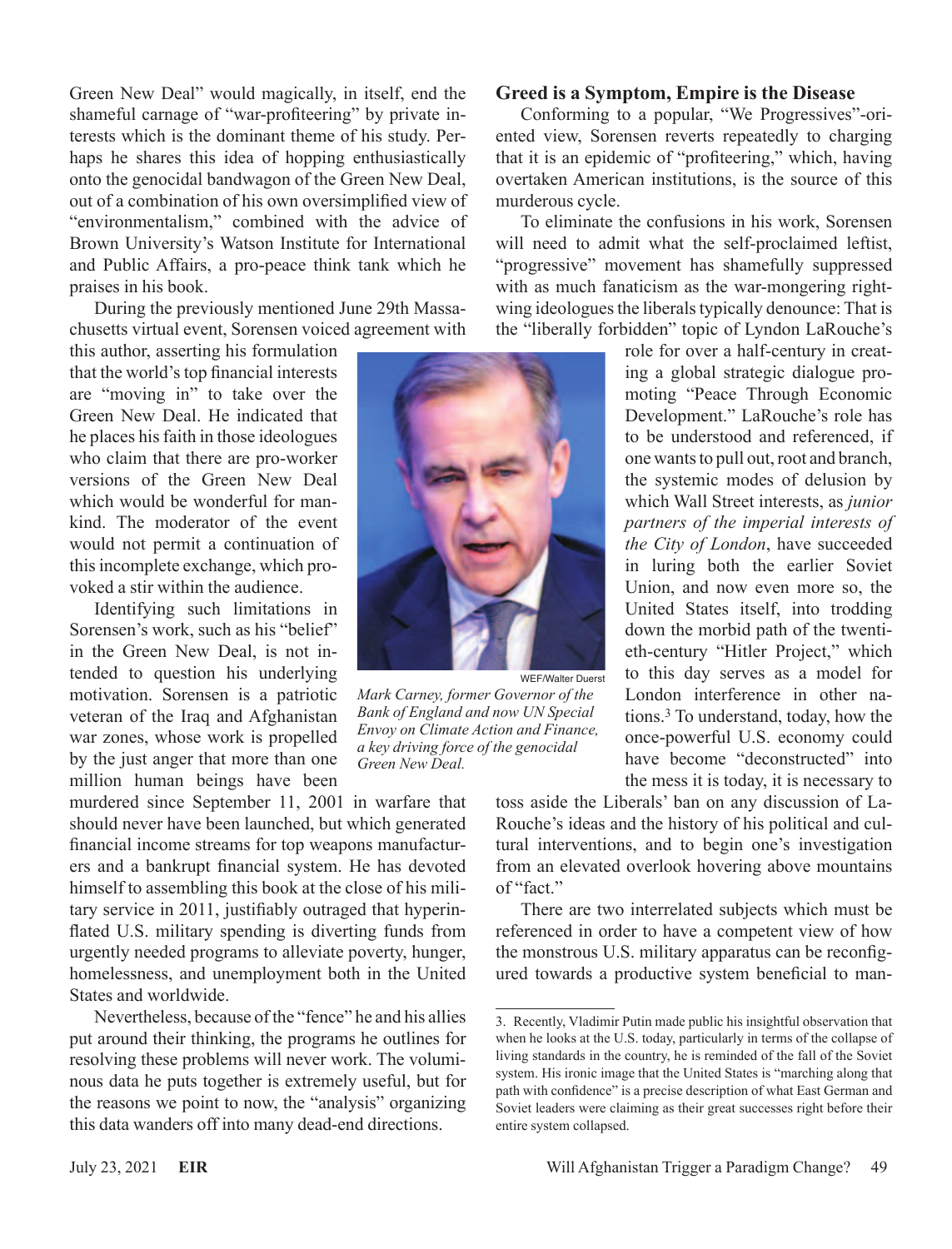Green New Deal" would magically, in itself, end the shameful carnage of "war-profiteering" by private interests which is the dominant theme of his study. Perhaps he shares this idea of hopping enthusiastically onto the genocidal bandwagon of the Green New Deal, out of a combination of his own oversimplified view of "environmentalism," combined with the advice of Brown University's Watson Institute for International and Public Affairs, a pro-peace think tank which he praises in his book.

During the previously mentioned June 29th Massachusetts virtual event, Sorensen voiced agreement with this author, asserting his formulation that the world's top financial interests are "moving in" to take over the Green New Deal. He indicated that he places his faith in those ideologues who claim that there are pro-worker versions of the Green New Deal which would be wonderful for mankind. The moderator of the event would not permit a continuation of this incomplete exchange, which provoked a stir within the audience.

Identifying such limitations in Sorensen's work, such as his "belief" in the Green New Deal, is not intended to question his underlying motivation. Sorensen is a patriotic veteran of the Iraq and Afghanistan war zones, whose work is propelled by the just anger that more than one million human beings have been murdered since September 11, 2001 in warfare that should never have been launched, but which generated financial income streams for top weapons manufacturers and a bankrupt financial system. He has devoted himself to assembling this book at the close of his military service in 2011, justifiably outraged that hyperinflated U.S. military spending is diverting funds from urgently needed programs to alleviate poverty, hunger, homelessness, and unemployment both in the United States and worldwide.

Nevertheless, because of the "fence" he and his allies put around their thinking, the programs he outlines for resolving these problems will never work. The voluminous data he puts together is extremely useful, but for the reasons we point to now, the "analysis" organizing this data wanders off into many dead-end directions.

WEF/Walter Duerst

*Mark Carney, former Governor of the Bank of England and now UN Special Envoy on Climate Action and Finance, a key driving force of the genocidal Green New Deal.*

## Greed is a Symptom, Empire is the Disease

Conforming to a popular, "We Progressives"-oriented view, Sorensen reverts repeatedly to charging that it is an epidemic of "profiteering," which, having overtaken American institutions, is the source of this murderous cycle.

To eliminate the confusions in his work, Sorensen will need to admit what the self-proclaimed leftist, "progressive" movement has shamefully suppressed with as much fanaticism as the war-mongering right-wing ideologues the liberals typically denounce: That is the "liberally forbidden" topic of Lyndon LaRouche's role for over a half-century in creating a global strategic dialogue promoting "Peace Through Economic Development." LaRouche's role has to be understood and referenced, if one wants to pull out, root and branch, the systemic modes of delusion by which Wall Street interests, as *junior partners of the imperial interests of the City of London*, have succeeded in luring both the earlier Soviet Union, and now even more so, the United States itself, into trodding down the morbid path of the twentieth-century "Hitler Project," which to this day serves as a model for London interference in other nations.[3] To understand, today, how the once-powerful U.S. economy could have become "deconstructed" into the mess it is today, it is necessary to toss aside the Liberals' ban on any discussion of LaRouche's ideas and the history of his political and cultural interventions, and to begin one's investigation from an elevated overlook hovering above mountains of "fact."

There are two interrelated subjects which must be referenced in order to have a competent view of how the monstrous U.S. military apparatus can be reconfigured towards a productive system beneficial to man-

---

3. Recently, Vladimir Putin made public his insightful observation that when he looks at the U.S. today, particularly in terms of the collapse of living standards in the country, he is reminded of the fall of the Soviet system. His ironic image that the United States is "marching along that path with confidence" is a precise description of what East German and Soviet leaders were claiming as their great successes right before their entire system collapsed.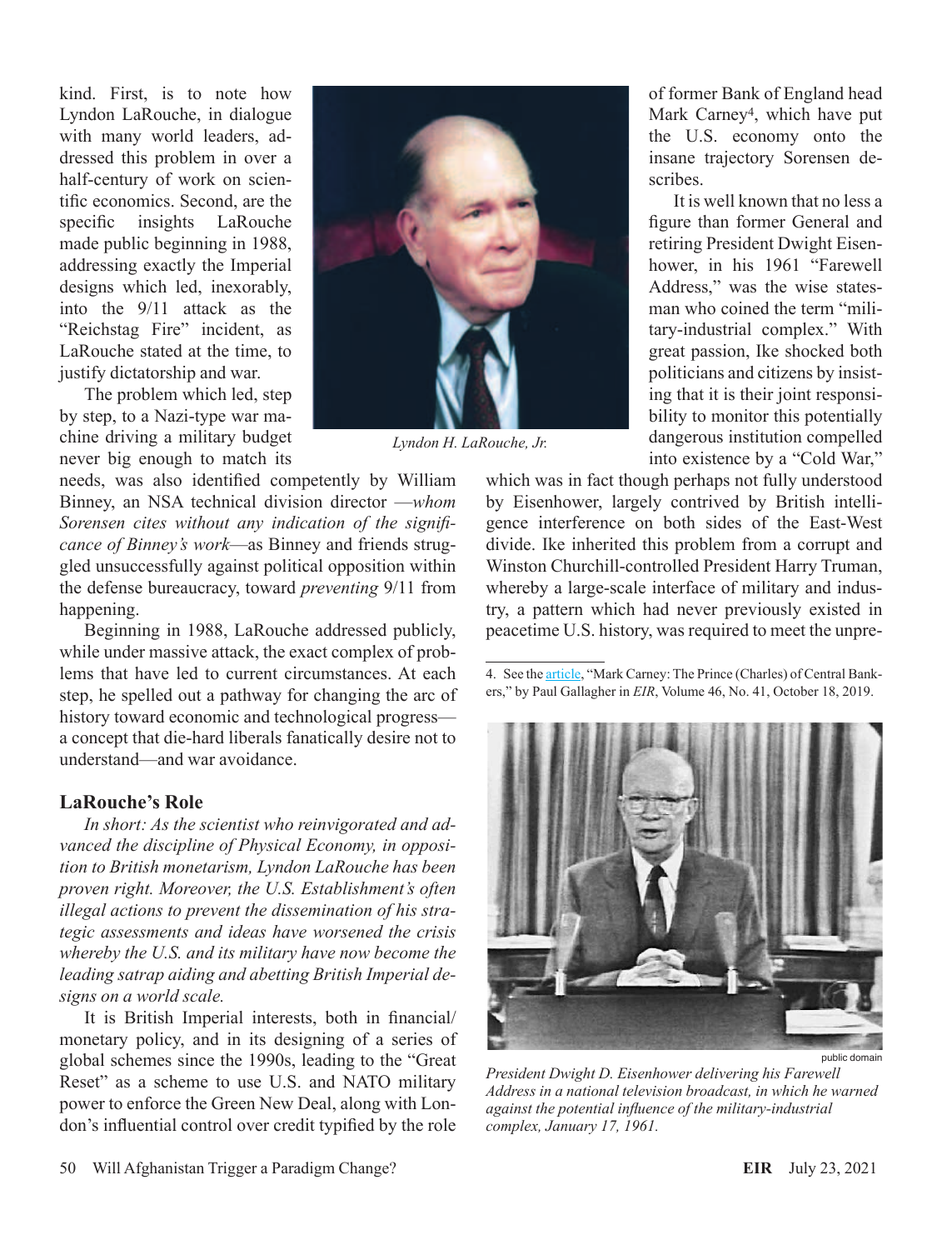kind. First, is to note how Lyndon LaRouche, in dialogue with many world leaders, addressed this problem in over a half-century of work on scientific economics. Second, are the specific insights LaRouche made public beginning in 1988, addressing exactly the Imperial designs which led, inexorably, into the 9/11 attack as the "Reichstag Fire" incident, as LaRouche stated at the time, to justify dictatorship and war.

The problem which led, step by step, to a Nazi-type war machine driving a military budget never big enough to match its needs, was also identified competently by William Binney, an NSA technical division director —*whom Sorensen cites without any indication of the significance of Binney's work*—as Binney and friends struggled unsuccessfully against political opposition within the defense bureaucracy, toward *preventing* 9/11 from happening.

Beginning in 1988, LaRouche addressed publicly, while under massive attack, the exact complex of problems that have led to current circumstances. At each step, he spelled out a pathway for changing the arc of history toward economic and technological progress—a concept that die-hard liberals fanatically desire not to understand—and war avoidance.

Lyndon H. LaRouche, Jr.

## LaRouche's Role

*In short: As the scientist who reinvigorated and advanced the discipline of Physical Economy, in opposition to British monetarism, Lyndon LaRouche has been proven right. Moreover, the U.S. Establishment's often illegal actions to prevent the dissemination of his strategic assessments and ideas have worsened the crisis whereby the U.S. and its military have now become the leading satrap aiding and abetting British Imperial designs on a world scale.*

It is British Imperial interests, both in financial/monetary policy, and in its designing of a series of global schemes since the 1990s, leading to the "Great Reset" as a scheme to use U.S. and NATO military power to enforce the Green New Deal, along with London's influential control over credit typified by the role of former Bank of England head Mark Carney[4], which have put the U.S. economy onto the insane trajectory Sorensen describes.

It is well known that no less a figure than former General and retiring President Dwight Eisenhower, in his 1961 "Farewell Address," was the wise statesman who coined the term "military-industrial complex." With great passion, Ike shocked both politicians and citizens by insisting that it is their joint responsibility to monitor this potentially dangerous institution compelled into existence by a "Cold War," which was in fact though perhaps not fully understood by Eisenhower, largely contrived by British intelligence interference on both sides of the East-West divide. Ike inherited this problem from a corrupt and Winston Churchill-controlled President Harry Truman, whereby a large-scale interface of military and industry, a pattern which had never previously existed in peacetime U.S. history, was required to meet the unpre-

4. See the article, "Mark Carney: The Prince (Charles) of Central Bankers," by Paul Gallagher in *EIR*, Volume 46, No. 41, October 18, 2019.

public domain

*President Dwight D. Eisenhower delivering his Farewell Address in a national television broadcast, in which he warned against the potential influence of the military-industrial complex, January 17, 1961.*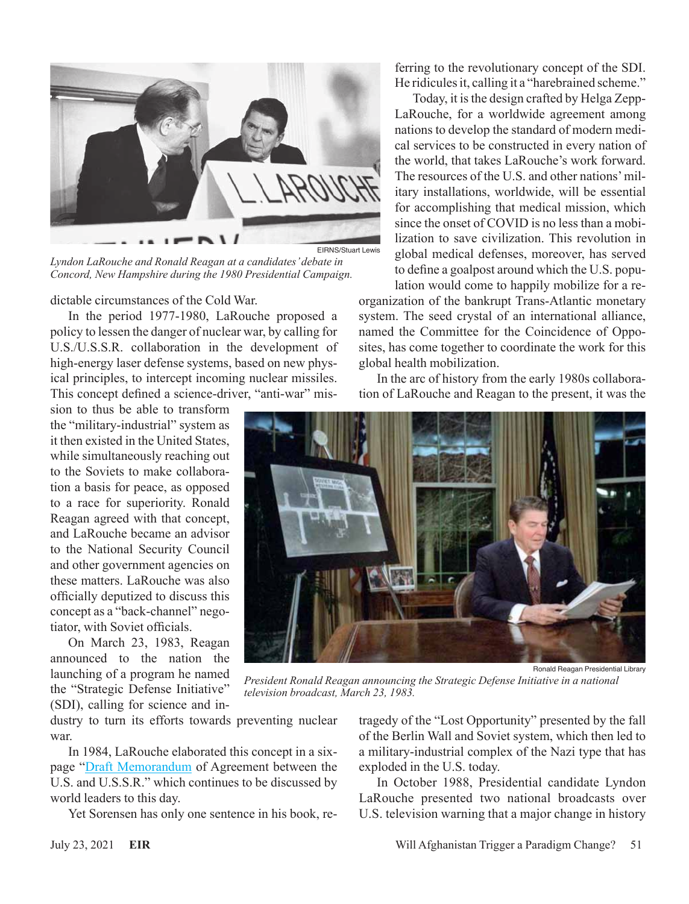*Lyndon LaRouche and Ronald Reagan at a candidates' debate in Concord, New Hampshire during the 1980 Presidential Campaign.*

EIRNS/Stuart Lewis

dictable circumstances of the Cold War.

In the period 1977-1980, LaRouche proposed a policy to lessen the danger of nuclear war, by calling for U.S./U.S.S.R. collaboration in the development of high-energy laser defense systems, based on new physical principles, to intercept incoming nuclear missiles. This concept defined a science-driver, "anti-war" mission to thus be able to transform the "military-industrial" system as it then existed in the United States, while simultaneously reaching out to the Soviets to make collaboration a basis for peace, as opposed to a race for superiority. Ronald Reagan agreed with that concept, and LaRouche became an advisor to the National Security Council and other government agencies on these matters. LaRouche was also officially deputized to discuss this concept as a "back-channel" negotiator, with Soviet officials.

On March 23, 1983, Reagan announced to the nation the launching of a program he named the "Strategic Defense Initiative" (SDI), calling for science and industry to turn its efforts towards preventing nuclear war.

In 1984, LaRouche elaborated this concept in a six-page "Draft Memorandum of Agreement between the U.S. and U.S.S.R." which continues to be discussed by world leaders to this day.

Yet Sorensen has only one sentence in his book, referring to the revolutionary concept of the SDI. He ridicules it, calling it a "harebrained scheme."

Today, it is the design crafted by Helga Zepp-LaRouche, for a worldwide agreement among nations to develop the standard of modern medical services to be constructed in every nation of the world, that takes LaRouche's work forward. The resources of the U.S. and other nations' military installations, worldwide, will be essential for accomplishing that medical mission, which since the onset of COVID is no less than a mobilization to save civilization. This revolution in global medical defenses, moreover, has served to define a goalpost around which the U.S. population would come to happily mobilize for a reorganization of the bankrupt Trans-Atlantic monetary system. The seed crystal of an international alliance, named the Committee for the Coincidence of Opposites, has come together to coordinate the work for this global health mobilization.

In the arc of history from the early 1980s collaboration of LaRouche and Reagan to the present, it was the tragedy of the "Lost Opportunity" presented by the fall of the Berlin Wall and Soviet system, which then led to a military-industrial complex of the Nazi type that has exploded in the U.S. today.

In October 1988, Presidential candidate Lyndon LaRouche presented two national broadcasts over U.S. television warning that a major change in history

Ronald Reagan Presidential Library

*President Ronald Reagan announcing the Strategic Defense Initiative in a national television broadcast, March 23, 1983.*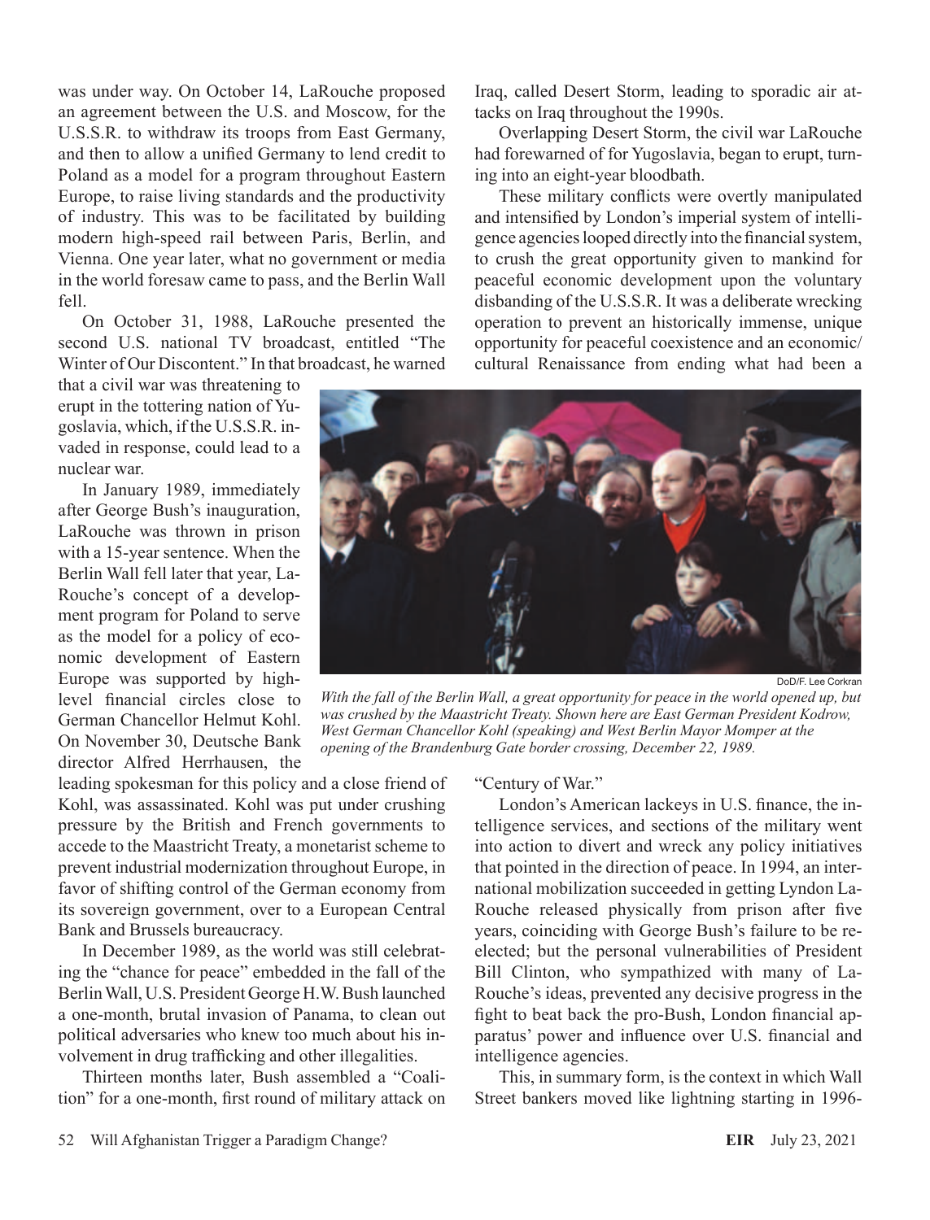was under way. On October 14, LaRouche proposed an agreement between the U.S. and Moscow, for the U.S.S.R. to withdraw its troops from East Germany, and then to allow a unified Germany to lend credit to Poland as a model for a program throughout Eastern Europe, to raise living standards and the productivity of industry. This was to be facilitated by building modern high-speed rail between Paris, Berlin, and Vienna. One year later, what no government or media in the world foresaw came to pass, and the Berlin Wall fell.

On October 31, 1988, LaRouche presented the second U.S. national TV broadcast, entitled "The Winter of Our Discontent." In that broadcast, he warned that a civil war was threatening to erupt in the tottering nation of Yugoslavia, which, if the U.S.S.R. invaded in response, could lead to a nuclear war.

In January 1989, immediately after George Bush's inauguration, LaRouche was thrown in prison with a 15-year sentence. When the Berlin Wall fell later that year, LaRouche's concept of a development program for Poland to serve as the model for a policy of economic development of Eastern Europe was supported by high-level financial circles close to German Chancellor Helmut Kohl. On November 30, Deutsche Bank director Alfred Herrhausen, the leading spokesman for this policy and a close friend of Kohl, was assassinated. Kohl was put under crushing pressure by the British and French governments to accede to the Maastricht Treaty, a monetarist scheme to prevent industrial modernization throughout Europe, in favor of shifting control of the German economy from its sovereign government, over to a European Central Bank and Brussels bureaucracy.

In December 1989, as the world was still celebrating the "chance for peace" embedded in the fall of the Berlin Wall, U.S. President George H.W. Bush launched a one-month, brutal invasion of Panama, to clean out political adversaries who knew too much about his involvement in drug trafficking and other illegalities.

Thirteen months later, Bush assembled a "Coalition" for a one-month, first round of military attack on Iraq, called Desert Storm, leading to sporadic air attacks on Iraq throughout the 1990s.

Overlapping Desert Storm, the civil war LaRouche had forewarned of for Yugoslavia, began to erupt, turning into an eight-year bloodbath.

These military conflicts were overtly manipulated and intensified by London's imperial system of intelligence agencies looped directly into the financial system, to crush the great opportunity given to mankind for peaceful economic development upon the voluntary disbanding of the U.S.S.R. It was a deliberate wrecking operation to prevent an historically immense, unique opportunity for peaceful coexistence and an economic/cultural Renaissance from ending what had been a "Century of War."

DoD/F. Lee Corkran

*With the fall of the Berlin Wall, a great opportunity for peace in the world opened up, but was crushed by the Maastricht Treaty. Shown here are East German President Kodrow, West German Chancellor Kohl (speaking) and West Berlin Mayor Momper at the opening of the Brandenburg Gate border crossing, December 22, 1989.*

London's American lackeys in U.S. finance, the intelligence services, and sections of the military went into action to divert and wreck any policy initiatives that pointed in the direction of peace. In 1994, an international mobilization succeeded in getting Lyndon LaRouche released physically from prison after five years, coinciding with George Bush's failure to be reelected; but the personal vulnerabilities of President Bill Clinton, who sympathized with many of LaRouche's ideas, prevented any decisive progress in the fight to beat back the pro-Bush, London financial apparatus' power and influence over U.S. financial and intelligence agencies.

This, in summary form, is the context in which Wall Street bankers moved like lightning starting in 1996-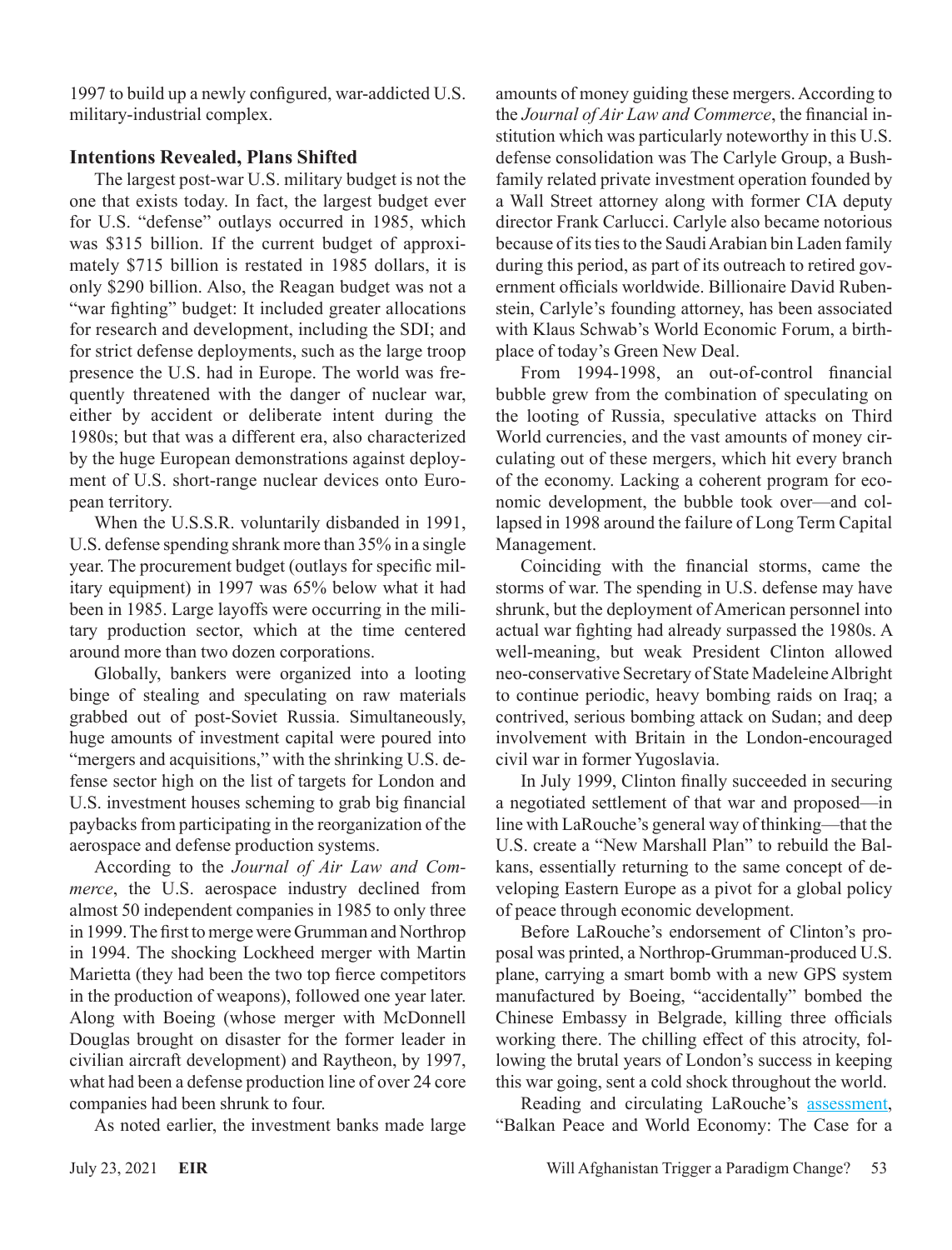1997 to build up a newly configured, war-addicted U.S. military-industrial complex.

### Intentions Revealed, Plans Shifted

The largest post-war U.S. military budget is not the one that exists today. In fact, the largest budget ever for U.S. "defense" outlays occurred in 1985, which was $315 billion. If the current budget of approximately $715 billion is restated in 1985 dollars, it is only $290 billion. Also, the Reagan budget was not a "war fighting" budget: It included greater allocations for research and development, including the SDI; and for strict defense deployments, such as the large troop presence the U.S. had in Europe. The world was frequently threatened with the danger of nuclear war, either by accident or deliberate intent during the 1980s; but that was a different era, also characterized by the huge European demonstrations against deployment of U.S. short-range nuclear devices onto European territory.

When the U.S.S.R. voluntarily disbanded in 1991, U.S. defense spending shrank more than 35% in a single year. The procurement budget (outlays for specific military equipment) in 1997 was 65% below what it had been in 1985. Large layoffs were occurring in the military production sector, which at the time centered around more than two dozen corporations.

Globally, bankers were organized into a looting binge of stealing and speculating on raw materials grabbed out of post-Soviet Russia. Simultaneously, huge amounts of investment capital were poured into "mergers and acquisitions," with the shrinking U.S. defense sector high on the list of targets for London and U.S. investment houses scheming to grab big financial paybacks from participating in the reorganization of the aerospace and defense production systems.

According to the *Journal of Air Law and Commerce*, the U.S. aerospace industry declined from almost 50 independent companies in 1985 to only three in 1999. The first to merge were Grumman and Northrop in 1994. The shocking Lockheed merger with Martin Marietta (they had been the two top fierce competitors in the production of weapons), followed one year later. Along with Boeing (whose merger with McDonnell Douglas brought on disaster for the former leader in civilian aircraft development) and Raytheon, by 1997, what had been a defense production line of over 24 core companies had been shrunk to four.

As noted earlier, the investment banks made large amounts of money guiding these mergers. According to the *Journal of Air Law and Commerce*, the financial institution which was particularly noteworthy in this U.S. defense consolidation was The Carlyle Group, a Bush-family related private investment operation founded by a Wall Street attorney along with former CIA deputy director Frank Carlucci. Carlyle also became notorious because of its ties to the Saudi Arabian bin Laden family during this period, as part of its outreach to retired government officials worldwide. Billionaire David Rubenstein, Carlyle's founding attorney, has been associated with Klaus Schwab's World Economic Forum, a birthplace of today's Green New Deal.

From 1994-1998, an out-of-control financial bubble grew from the combination of speculating on the looting of Russia, speculative attacks on Third World currencies, and the vast amounts of money circulating out of these mergers, which hit every branch of the economy. Lacking a coherent program for economic development, the bubble took over—and collapsed in 1998 around the failure of Long Term Capital Management.

Coinciding with the financial storms, came the storms of war. The spending in U.S. defense may have shrunk, but the deployment of American personnel into actual war fighting had already surpassed the 1980s. A well-meaning, but weak President Clinton allowed neo-conservative Secretary of State Madeleine Albright to continue periodic, heavy bombing raids on Iraq; a contrived, serious bombing attack on Sudan; and deep involvement with Britain in the London-encouraged civil war in former Yugoslavia.

In July 1999, Clinton finally succeeded in securing a negotiated settlement of that war and proposed—in line with LaRouche's general way of thinking—that the U.S. create a "New Marshall Plan" to rebuild the Balkans, essentially returning to the same concept of developing Eastern Europe as a pivot for a global policy of peace through economic development.

Before LaRouche's endorsement of Clinton's proposal was printed, a Northrop-Grumman-produced U.S. plane, carrying a smart bomb with a new GPS system manufactured by Boeing, "accidentally" bombed the Chinese Embassy in Belgrade, killing three officials working there. The chilling effect of this atrocity, following the brutal years of London's success in keeping this war going, sent a cold shock throughout the world.

Reading and circulating LaRouche's assessment, "Balkan Peace and World Economy: The Case for a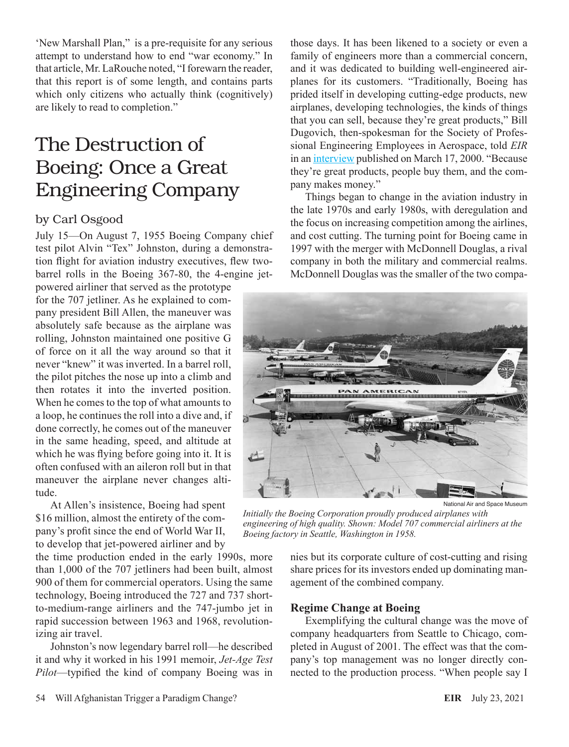'New Marshall Plan," is a pre-requisite for any serious attempt to understand how to end "war economy." In that article, Mr. LaRouche noted, "I forewarn the reader, that this report is of some length, and contains parts which only citizens who actually think (cognitively) are likely to read to completion."

# The Destruction of Boeing: Once a Great Engineering Company

### by Carl Osgood

July 15—On August 7, 1955 Boeing Company chief test pilot Alvin "Tex" Johnston, during a demonstration flight for aviation industry executives, flew two-barrel rolls in the Boeing 367-80, the 4-engine jet-powered airliner that served as the prototype for the 707 jetliner. As he explained to company president Bill Allen, the maneuver was absolutely safe because as the airplane was rolling, Johnston maintained one positive G of force on it all the way around so that it never "knew" it was inverted. In a barrel roll, the pilot pitches the nose up into a climb and then rotates it into the inverted position. When he comes to the top of what amounts to a loop, he continues the roll into a dive and, if done correctly, he comes out of the maneuver in the same heading, speed, and altitude at which he was flying before going into it. It is often confused with an aileron roll but in that maneuver the airplane never changes altitude.

At Allen's insistence, Boeing had spent $16 million, almost the entirety of the company's profit since the end of World War II, to develop that jet-powered airliner and by the time production ended in the early 1990s, more than 1,000 of the 707 jetliners had been built, almost 900 of them for commercial operators. Using the same technology, Boeing introduced the 727 and 737 short-to-medium-range airliners and the 747-jumbo jet in rapid succession between 1963 and 1968, revolutionizing air travel.

Johnston's now legendary barrel roll—he described it and why it worked in his 1991 memoir, *Jet-Age Test Pilot*—typified the kind of company Boeing was in those days. It has been likened to a society or even a family of engineers more than a commercial concern, and it was dedicated to building well-engineered airplanes for its customers. "Traditionally, Boeing has prided itself in developing cutting-edge products, new airplanes, developing technologies, the kinds of things that you can sell, because they're great products," Bill Dugovich, then-spokesman for the Society of Professional Engineering Employees in Aerospace, told *EIR* in an interview published on March 17, 2000. "Because they're great products, people buy them, and the company makes money."

Things began to change in the aviation industry in the late 1970s and early 1980s, with deregulation and the focus on increasing competition among the airlines, and cost cutting. The turning point for Boeing came in 1997 with the merger with McDonnell Douglas, a rival company in both the military and commercial realms. McDonnell Douglas was the smaller of the two companies but its corporate culture of cost-cutting and rising share prices for its investors ended up dominating management of the combined company.

National Air and Space Museum

*Initially the Boeing Corporation proudly produced airplanes with engineering of high quality. Shown: Model 707 commercial airliners at the Boeing factory in Seattle, Washington in 1958.*

### Regime Change at Boeing

Exemplifying the cultural change was the move of company headquarters from Seattle to Chicago, completed in August of 2001. The effect was that the company's top management was no longer directly connected to the production process. "When people say I